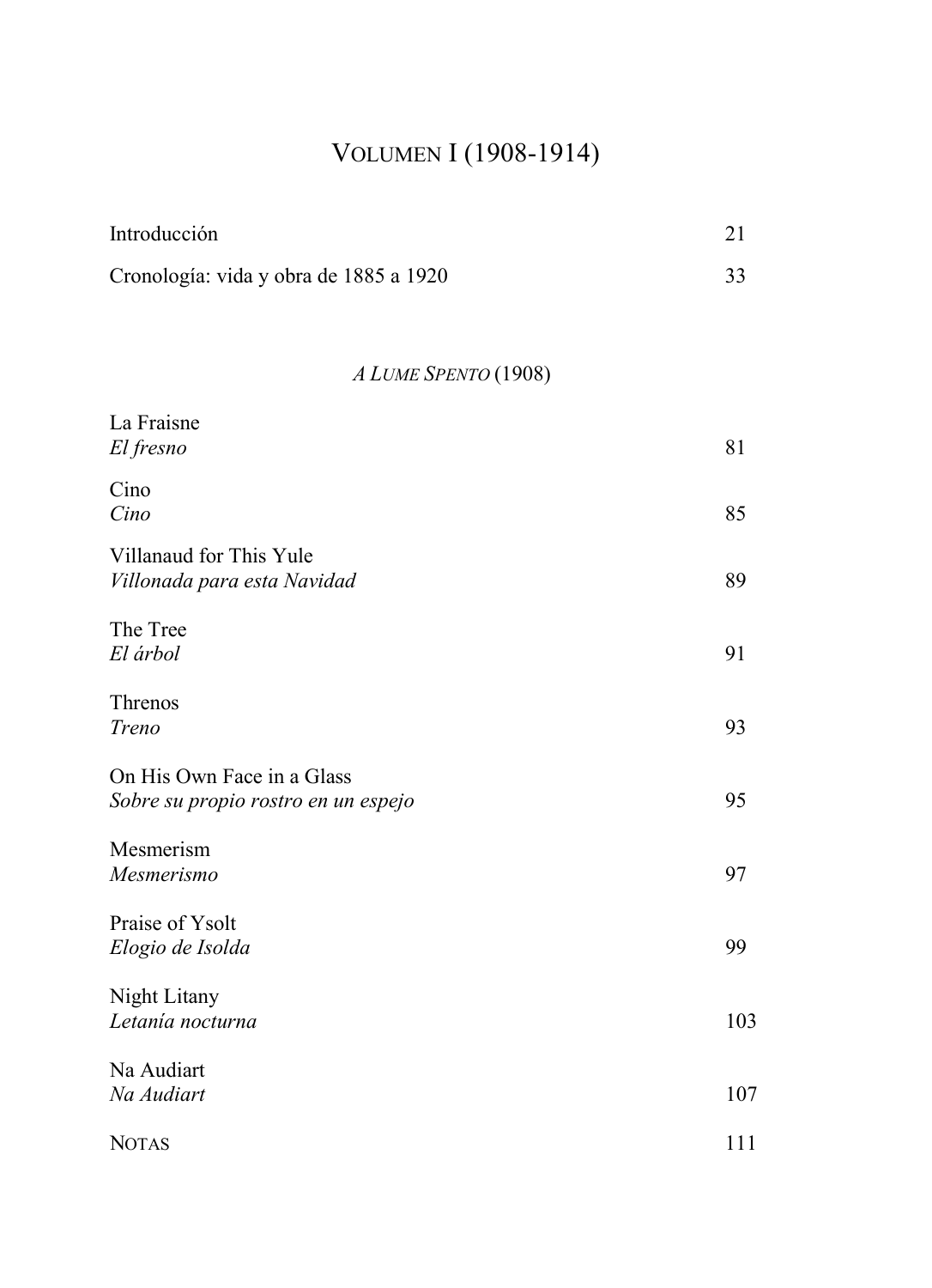# VOLUMEN I (1908-1914)

| | |
|---|---|
| Introducción | 21 |
| Cronología: vida y obra de 1885 a 1920 | 33 |

## *A LUME SPENTO* (1908)

| | |
|---|---|
| La Fraisne<br>*El fresno* | 81 |
| Cino<br>*Cino* | 85 |
| Villanaud for This Yule<br>*Villonada para esta Navidad* | 89 |
| The Tree<br>*El árbol* | 91 |
| Threnos<br>*Treno* | 93 |
| On His Own Face in a Glass<br>*Sobre su propio rostro en un espejo* | 95 |
| Mesmerism<br>*Mesmerismo* | 97 |
| Praise of Ysolt<br>*Elogio de Isolda* | 99 |
| Night Litany<br>*Letanía nocturna* | 103 |
| Na Audiart<br>*Na Audiart* | 107 |
| NOTAS | 111 |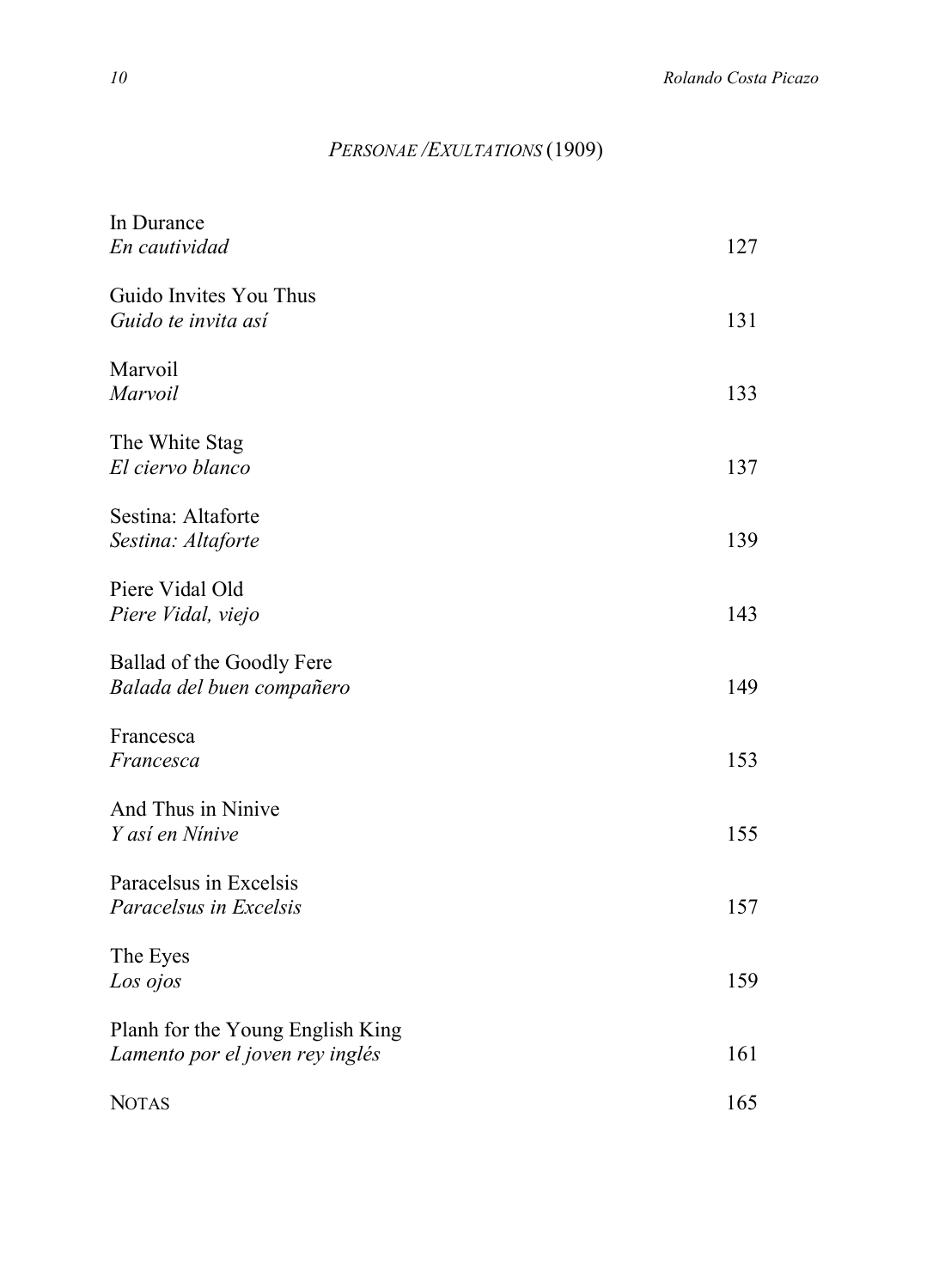## *PERSONAE / EXULTATIONS* (1909)

In Durance
*En cautividad* 127

Guido Invites You Thus
*Guido te invita así* 131

Marvoil
*Marvoil* 133

The White Stag
*El ciervo blanco* 137

Sestina: Altaforte
*Sestina: Altaforte* 139

Piere Vidal Old
*Piere Vidal, viejo* 143

Ballad of the Goodly Fere
*Balada del buen compañero* 149

Francesca
*Francesca* 153

And Thus in Ninive
*Y así en Nínive* 155

Paracelsus in Excelsis
*Paracelsus in Excelsis* 157

The Eyes
*Los ojos* 159

Planh for the Young English King
*Lamento por el joven rey inglés* 161

NOTAS 165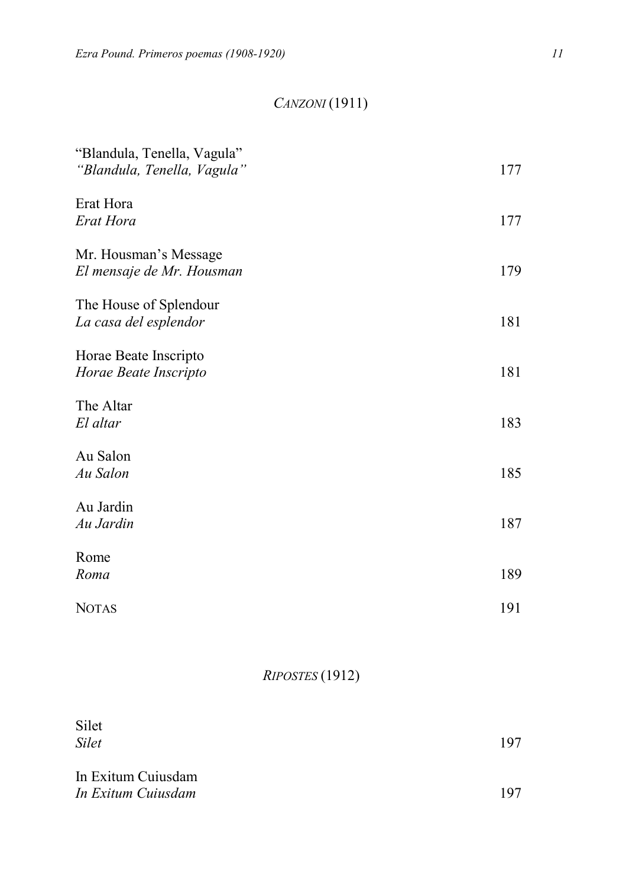## *CANZONI* (1911)

“Blandula, Tenella, Vagula”
*“Blandula, Tenella, Vagula”* 177

Erat Hora
*Erat Hora* 177

Mr. Housman’s Message
*El mensaje de Mr. Housman* 179

The House of Splendour
*La casa del esplendor* 181

Horae Beate Inscripto
*Horae Beate Inscripto* 181

The Altar
*El altar* 183

Au Salon
*Au Salon* 185

Au Jardin
*Au Jardin* 187

Rome
*Roma* 189

NOTAS 191

## *RIPOSTES* (1912)

Silet
*Silet* 197

In Exitum Cuiusdam
*In Exitum Cuiusdam* 197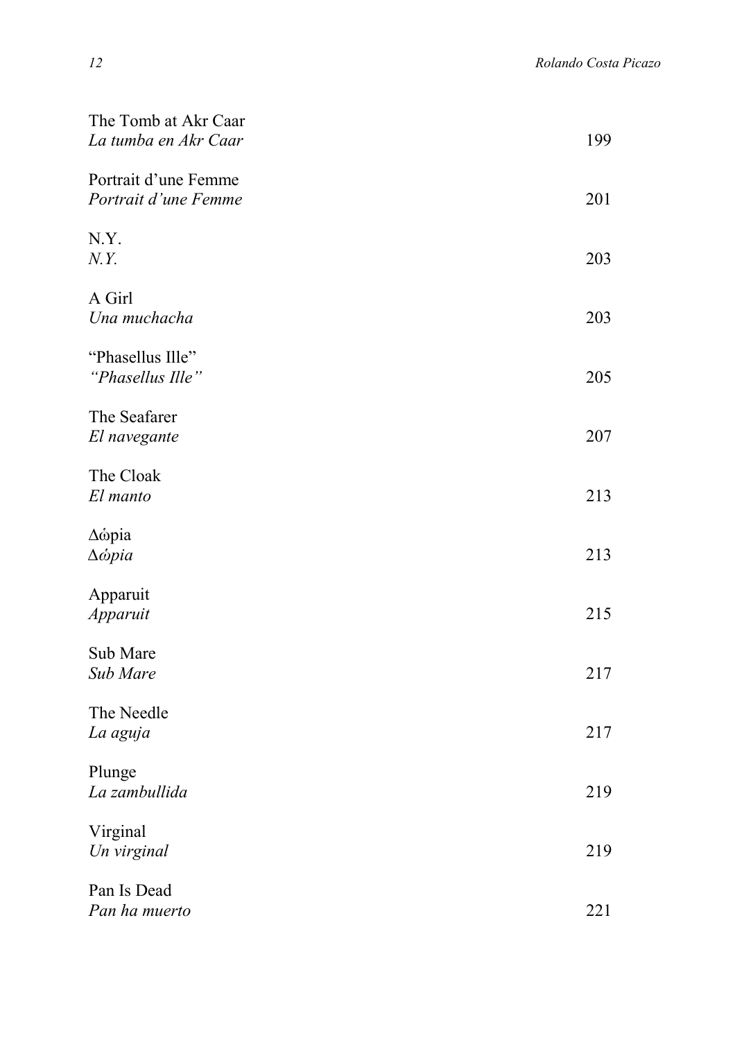The Tomb at Akr Caar
*La tumba en Akr Caar* 199

Portrait d'une Femme
*Portrait d'une Femme* 201

N.Y.
*N.Y.* 203

A Girl
*Una muchacha* 203

"Phasellus Ille"
*"Phasellus Ille"* 205

The Seafarer
*El navegante* 207

The Cloak
*El manto* 213

Δώρια
*Δώρια* 213

Apparuit
*Apparuit* 215

Sub Mare
*Sub Mare* 217

The Needle
*La aguja* 217

Plunge
*La zambullida* 219

Virginal
*Un virginal* 219

Pan Is Dead
*Pan ha muerto* 221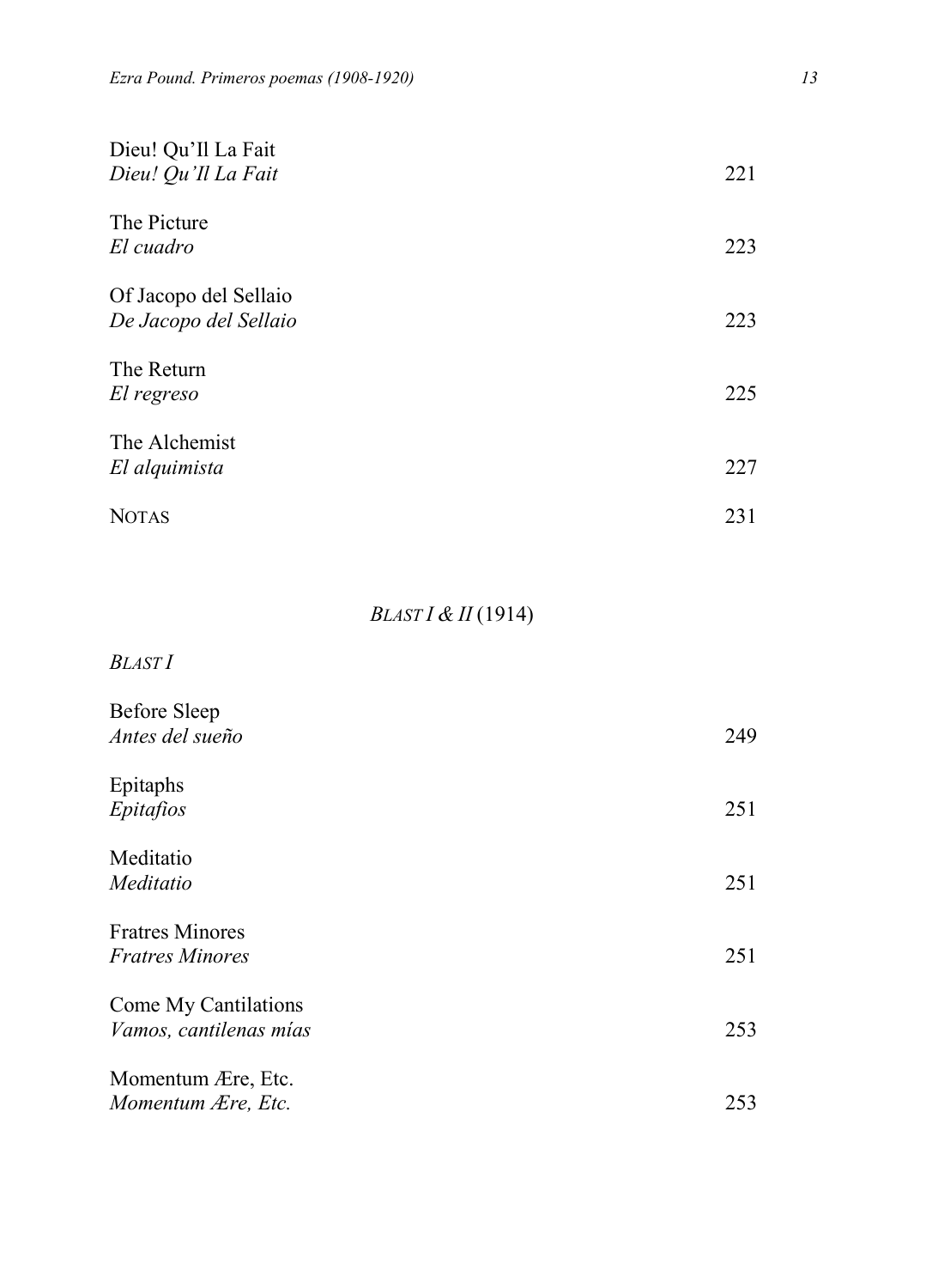Dieu! Qu'Il La Fait
*Dieu! Qu'Il La Fait* 221

The Picture
*El cuadro* 223

Of Jacopo del Sellaio
*De Jacopo del Sellaio* 223

The Return
*El regreso* 225

The Alchemist
*El alquimista* 227

NOTAS 231

## *BLAST I & II* (1914)

### *BLAST I*

Before Sleep
*Antes del sueño* 249

Epitaphs
*Epitafios* 251

Meditatio
*Meditatio* 251

Fratres Minores
*Fratres Minores* 251

Come My Cantilations
*Vamos, cantilenas mías* 253

Momentum Ære, Etc.
*Momentum Ære, Etc.* 253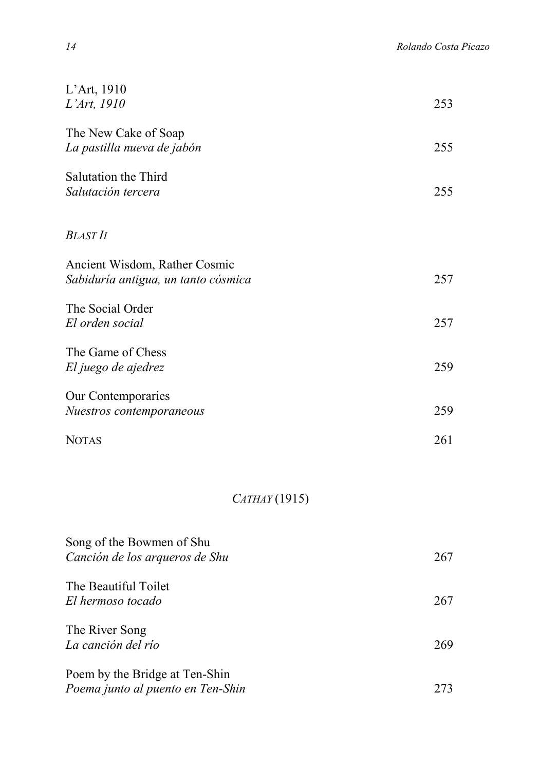L’Art, 1910
*L’Art, 1910* 253

The New Cake of Soap
*La pastilla nueva de jabón* 255

Salutation the Third
*Salutación tercera* 255

*BLAST II*

Ancient Wisdom, Rather Cosmic
*Sabiduría antigua, un tanto cósmica* 257

The Social Order
*El orden social* 257

The Game of Chess
*El juego de ajedrez* 259

Our Contemporaries
*Nuestros contemporaneous* 259

NOTAS 261

## *CATHAY* (1915)

Song of the Bowmen of Shu
*Canción de los arqueros de Shu* 267

The Beautiful Toilet
*El hermoso tocado* 267

The River Song
*La canción del río* 269

Poem by the Bridge at Ten-Shin
*Poema junto al puento en Ten-Shin* 273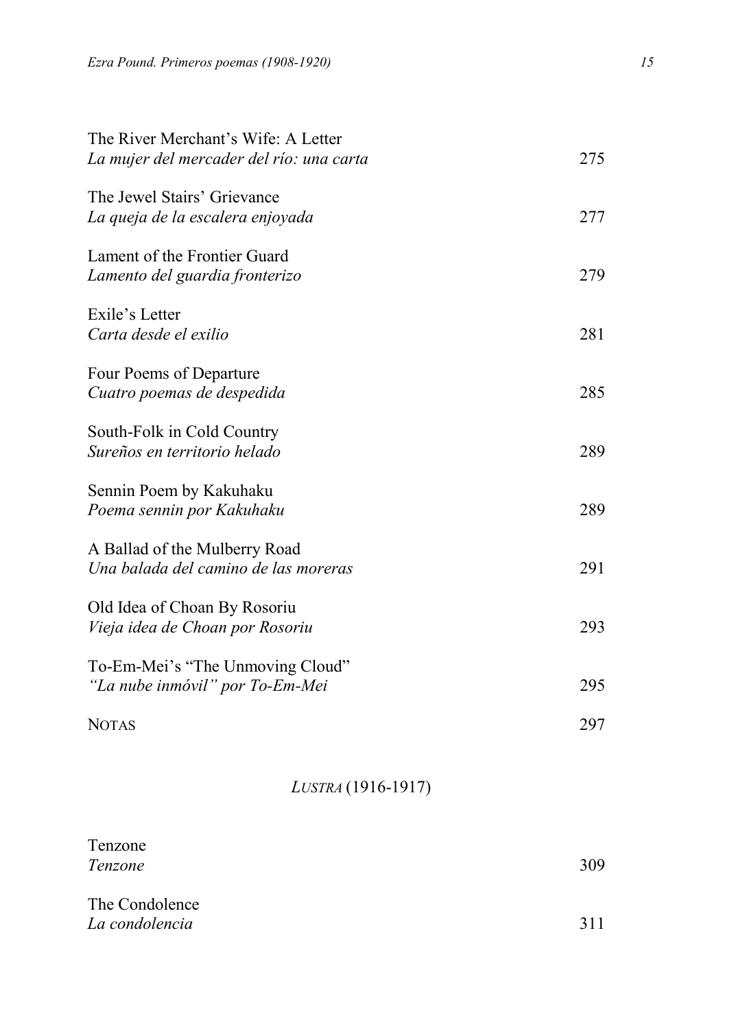The River Merchant's Wife: A Letter
*La mujer del mercader del río: una carta* 275

The Jewel Stairs' Grievance
*La queja de la escalera enjoyada* 277

Lament of the Frontier Guard
*Lamento del guardia fronterizo* 279

Exile's Letter
*Carta desde el exilio* 281

Four Poems of Departure
*Cuatro poemas de despedida* 285

South-Folk in Cold Country
*Sureños en territorio helado* 289

Sennin Poem by Kakuhaku
*Poema sennin por Kakuhaku* 289

A Ballad of the Mulberry Road
*Una balada del camino de las moreras* 291

Old Idea of Choan By Rosoriu
*Vieja idea de Choan por Rosoriu* 293

To-Em-Mei's "The Unmoving Cloud"
*"La nube inmóvil" por To-Em-Mei* 295

NOTAS 297

## *LUSTRA* (1916-1917)

Tenzone
*Tenzone* 309

The Condolence
*La condolencia* 311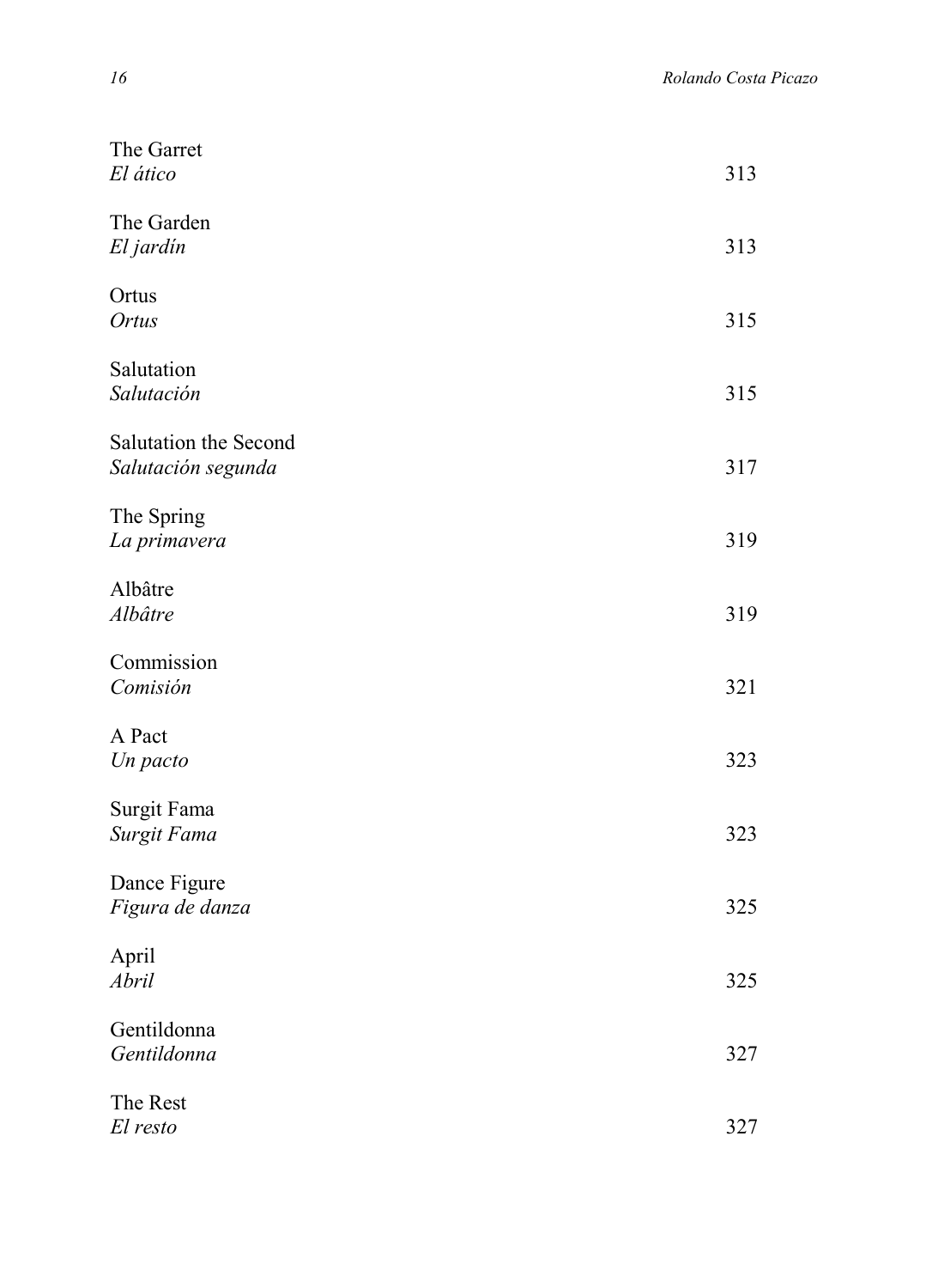The Garret
*El ático* 313

The Garden
*El jardín* 313

Ortus
*Ortus* 315

Salutation
*Salutación* 315

Salutation the Second
*Salutación segunda* 317

The Spring
*La primavera* 319

Albâtre
*Albâtre* 319

Commission
*Comisión* 321

A Pact
*Un pacto* 323

Surgit Fama
*Surgit Fama* 323

Dance Figure
*Figura de danza* 325

April
*Abril* 325

Gentildonna
*Gentildonna* 327

The Rest
*El resto* 327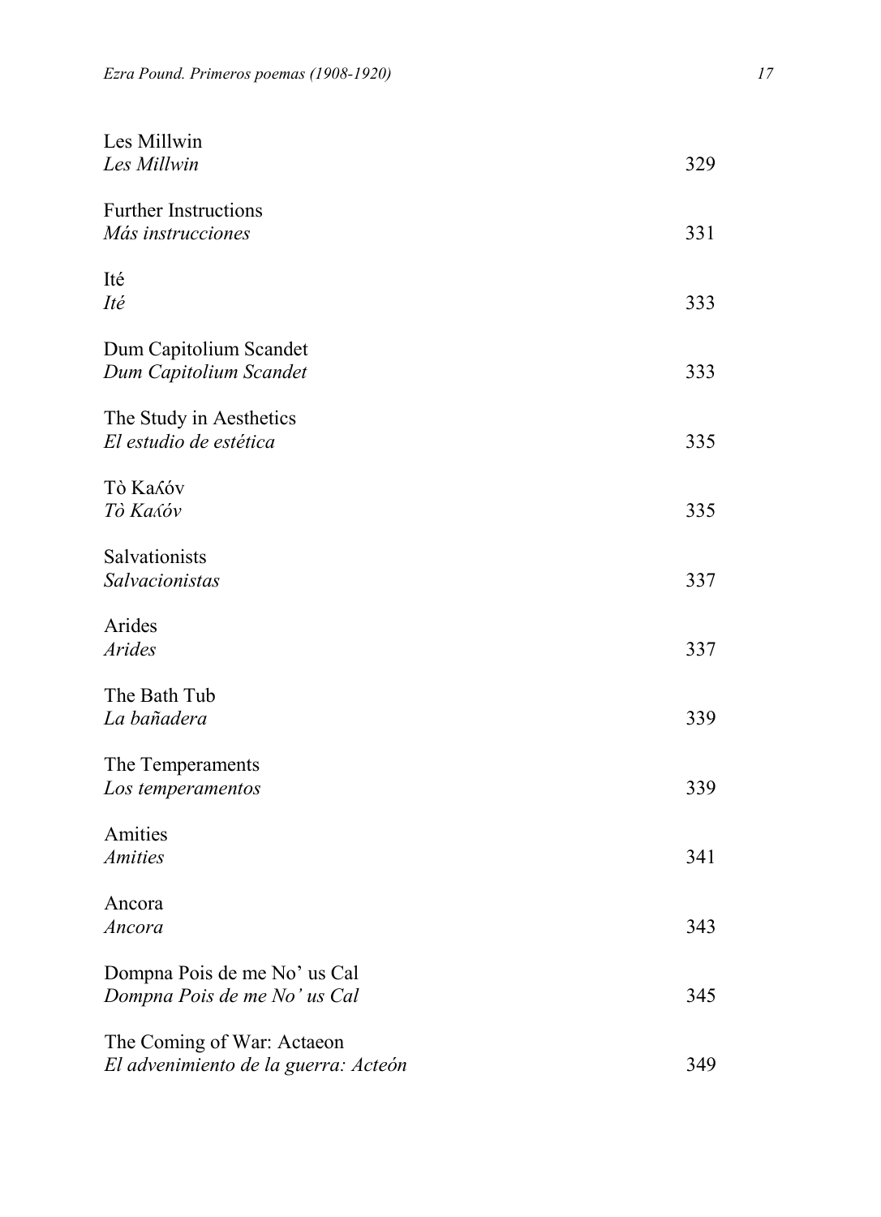Les Millwin
*Les Millwin* 329

Further Instructions
*Más instrucciones* 331

Ité
*Ité* 333

Dum Capitolium Scandet
*Dum Capitolium Scandet* 333

The Study in Aesthetics
*El estudio de estética* 335

Tò Kaʎóv
*Tò Kaʎóv* 335

Salvationists
*Salvacionistas* 337

Arides
*Arides* 337

The Bath Tub
*La bañadera* 339

The Temperaments
*Los temperamentos* 339

Amities
*Amities* 341

Ancora
*Ancora* 343

Dompna Pois de me No' us Cal
*Dompna Pois de me No' us Cal* 345

The Coming of War: Actaeon
*El advenimiento de la guerra: Acteón* 349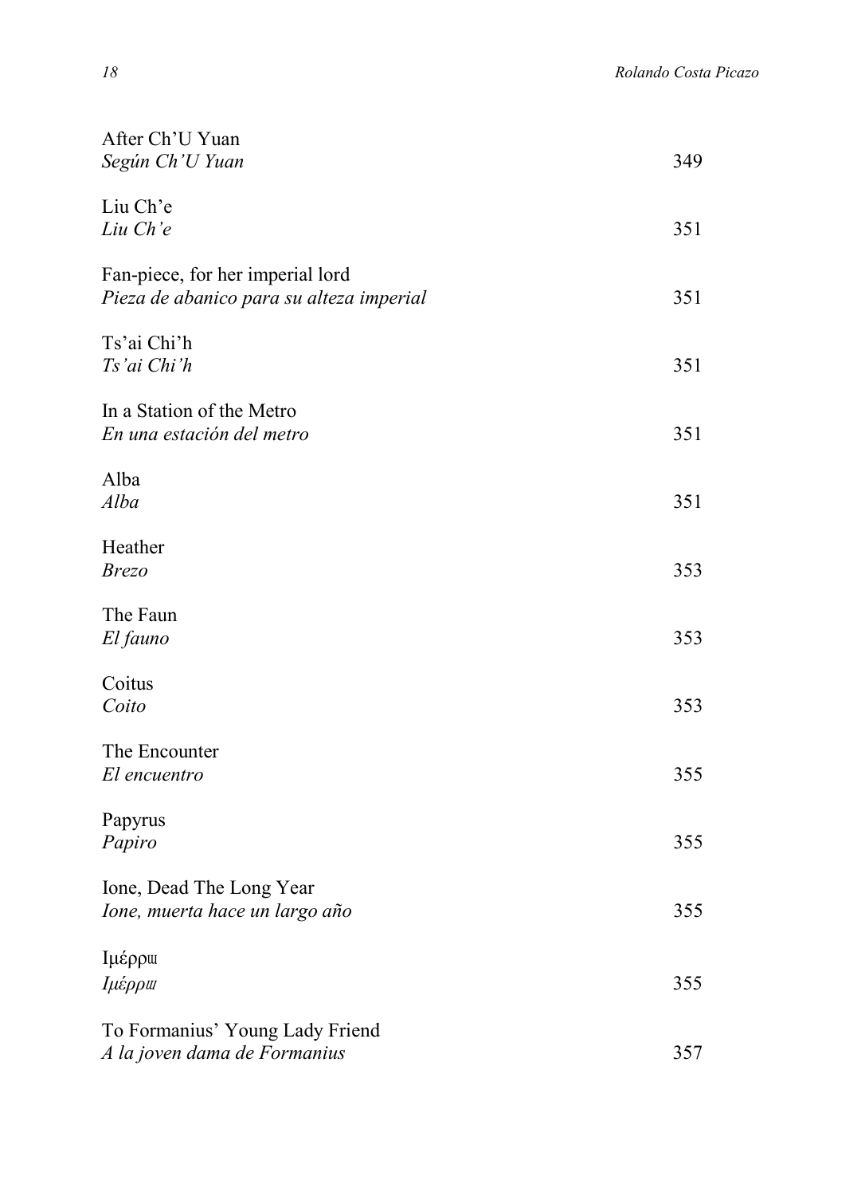After Ch'U Yuan  
*Según Ch'U Yuan* 349

Liu Ch'e  
*Liu Ch'e* 351

Fan-piece, for her imperial lord  
*Pieza de abanico para su alteza imperial* 351

Ts'ai Chi'h  
*Ts'ai Chi'h* 351

In a Station of the Metro  
*En una estación del metro* 351

Alba  
*Alba* 351

Heather  
*Brezo* 353

The Faun  
*El fauno* 353

Coitus  
*Coito* 353

The Encounter  
*El encuentro* 355

Papyrus  
*Papiro* 355

Ione, Dead The Long Year  
*Ione, muerta hace un largo año* 355

Ιμέρρш  
*Ιμέρρш* 355

To Formanius' Young Lady Friend  
*A la joven dama de Formanius* 357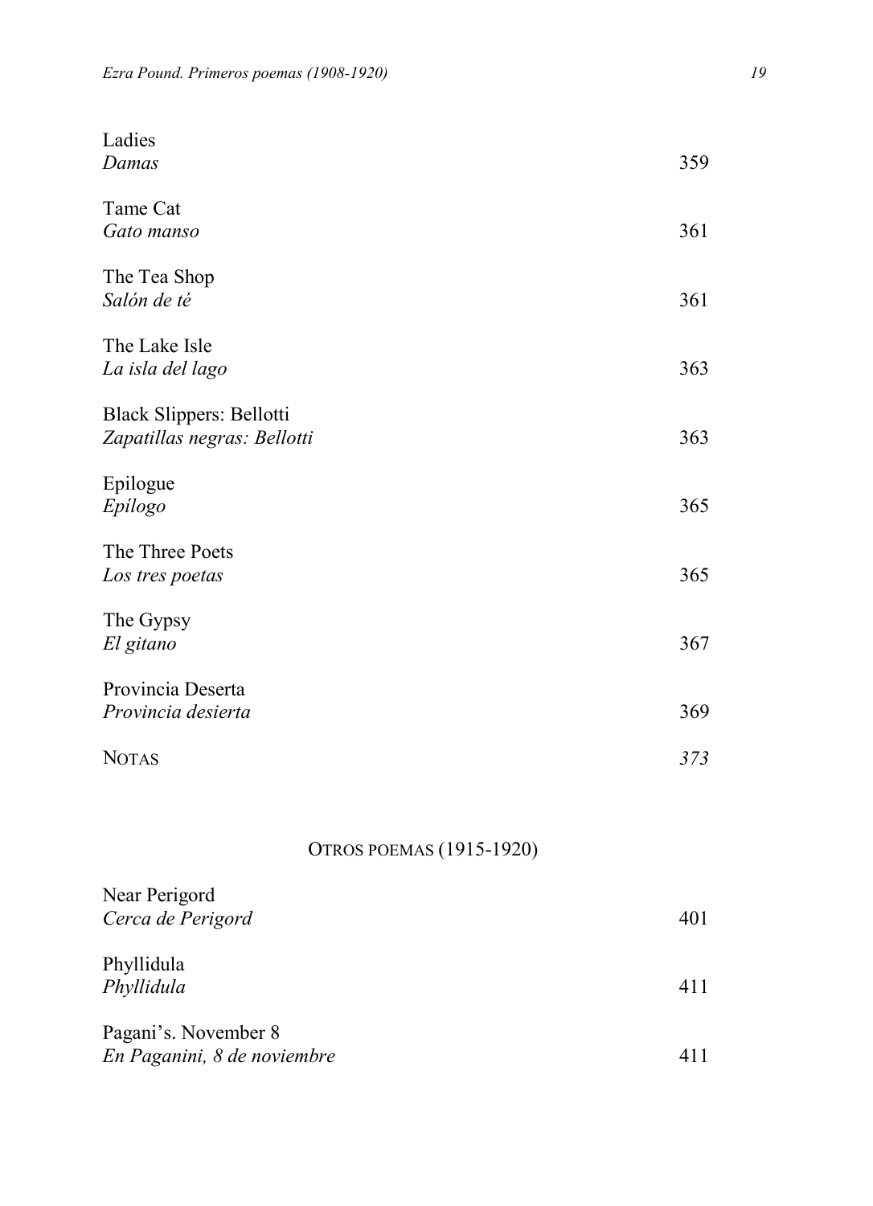Ladies
*Damas* 359

Tame Cat
*Gato manso* 361

The Tea Shop
*Salón de té* 361

The Lake Isle
*La isla del lago* 363

Black Slippers: Bellotti
*Zapatillas negras: Bellotti* 363

Epilogue
*Epílogo* 365

The Three Poets
*Los tres poetas* 365

The Gypsy
*El gitano* 367

Provincia Deserta
*Provincia desierta* 369

NOTAS *373*

## OTROS POEMAS (1915-1920)

Near Perigord
*Cerca de Perigord* 401

Phyllidula
*Phyllidula* 411

Pagani's. November 8
*En Paganini, 8 de noviembre* 411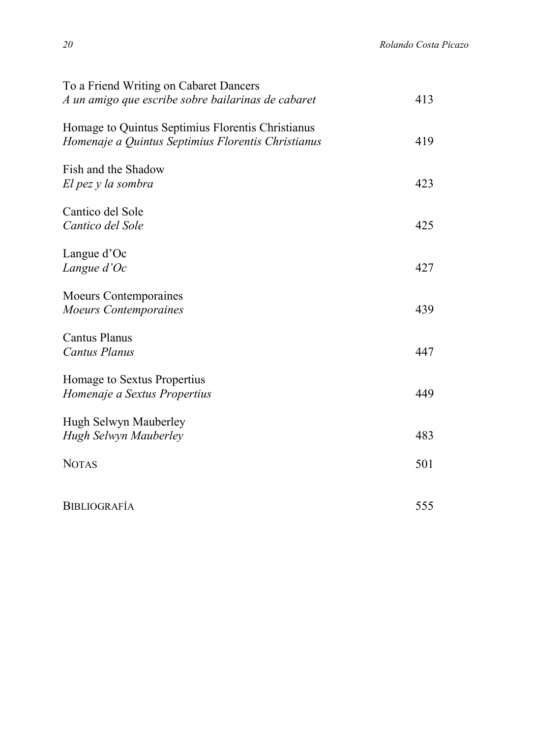To a Friend Writing on Cabaret Dancers
*A un amigo que escribe sobre bailarinas de cabaret* 413

Homage to Quintus Septimius Florentis Christianus
*Homenaje a Quintus Septimius Florentis Christianus* 419

Fish and the Shadow
*El pez y la sombra* 423

Cantico del Sole
*Cantico del Sole* 425

Langue d'Oc
*Langue d'Oc* 427

Moeurs Contemporaines
*Moeurs Contemporaines* 439

Cantus Planus
*Cantus Planus* 447

Homage to Sextus Propertius
*Homenaje a Sextus Propertius* 449

Hugh Selwyn Mauberley
*Hugh Selwyn Mauberley* 483

NOTAS 501

BIBLIOGRAFÍA 555